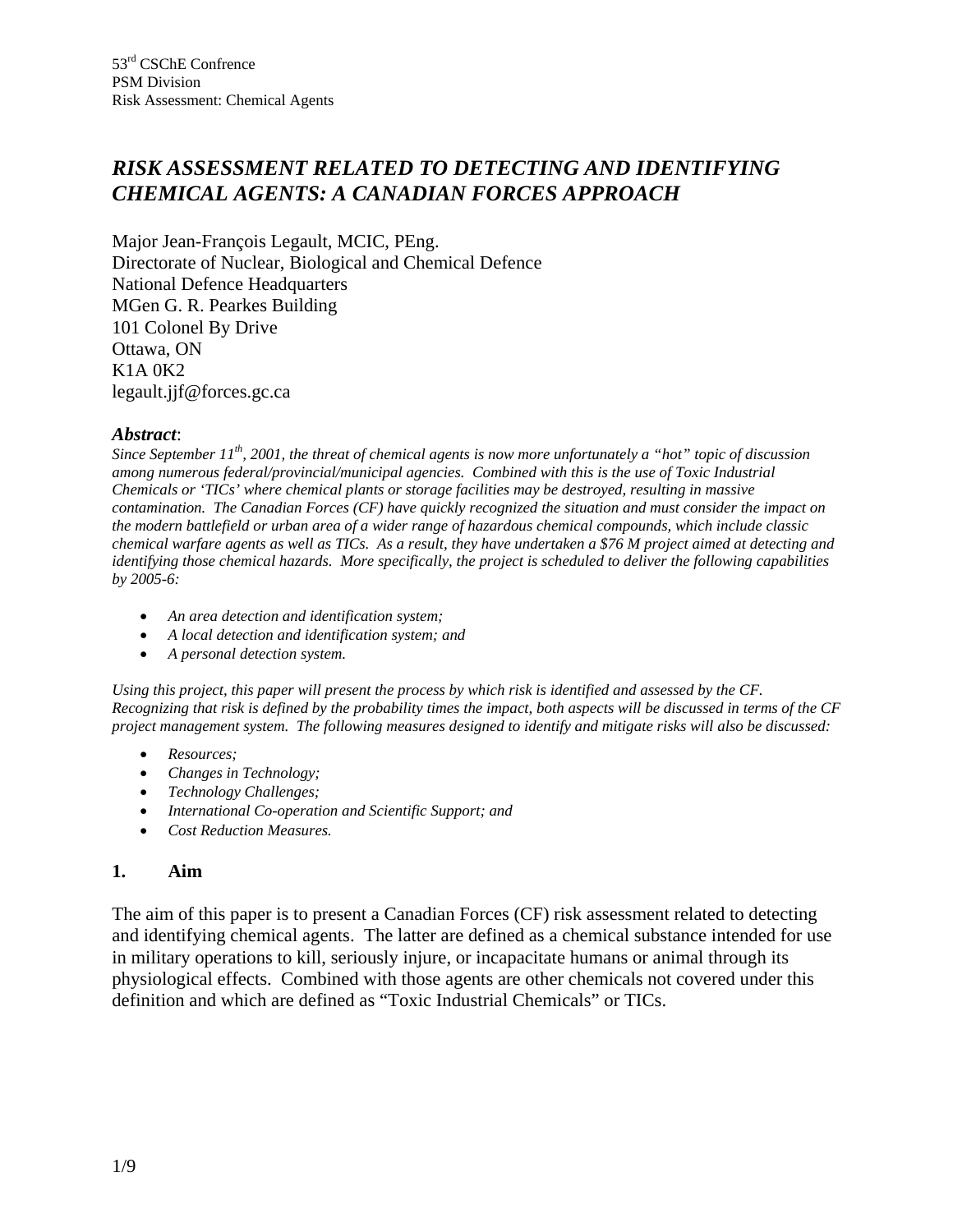# *RISK ASSESSMENT RELATED TO DETECTING AND IDENTIFYING CHEMICAL AGENTS: A CANADIAN FORCES APPROACH*

Major Jean-François Legault, MCIC, PEng.
Directorate of Nuclear, Biological and Chemical Defence
National Defence Headquarters
MGen G. R. Pearkes Building
101 Colonel By Drive
Ottawa, ON
K1A 0K2
legault.jjf@forces.gc.ca

***Abstract***:

*Since September 11th, 2001, the threat of chemical agents is now more unfortunately a "hot" topic of discussion among numerous federal/provincial/municipal agencies. Combined with this is the use of Toxic Industrial Chemicals or 'TICs' where chemical plants or storage facilities may be destroyed, resulting in massive contamination. The Canadian Forces (CF) have quickly recognized the situation and must consider the impact on the modern battlefield or urban area of a wider range of hazardous chemical compounds, which include classic chemical warfare agents as well as TICs. As a result, they have undertaken a $76 M project aimed at detecting and identifying those chemical hazards. More specifically, the project is scheduled to deliver the following capabilities by 2005-6:*

- *An area detection and identification system;*
- *A local detection and identification system; and*
- *A personal detection system.*

*Using this project, this paper will present the process by which risk is identified and assessed by the CF. Recognizing that risk is defined by the probability times the impact, both aspects will be discussed in terms of the CF project management system. The following measures designed to identify and mitigate risks will also be discussed:*

- *Resources;*
- *Changes in Technology;*
- *Technology Challenges;*
- *International Co-operation and Scientific Support; and*
- *Cost Reduction Measures.*

## 1. Aim

The aim of this paper is to present a Canadian Forces (CF) risk assessment related to detecting and identifying chemical agents. The latter are defined as a chemical substance intended for use in military operations to kill, seriously injure, or incapacitate humans or animal through its physiological effects. Combined with those agents are other chemicals not covered under this definition and which are defined as "Toxic Industrial Chemicals" or TICs.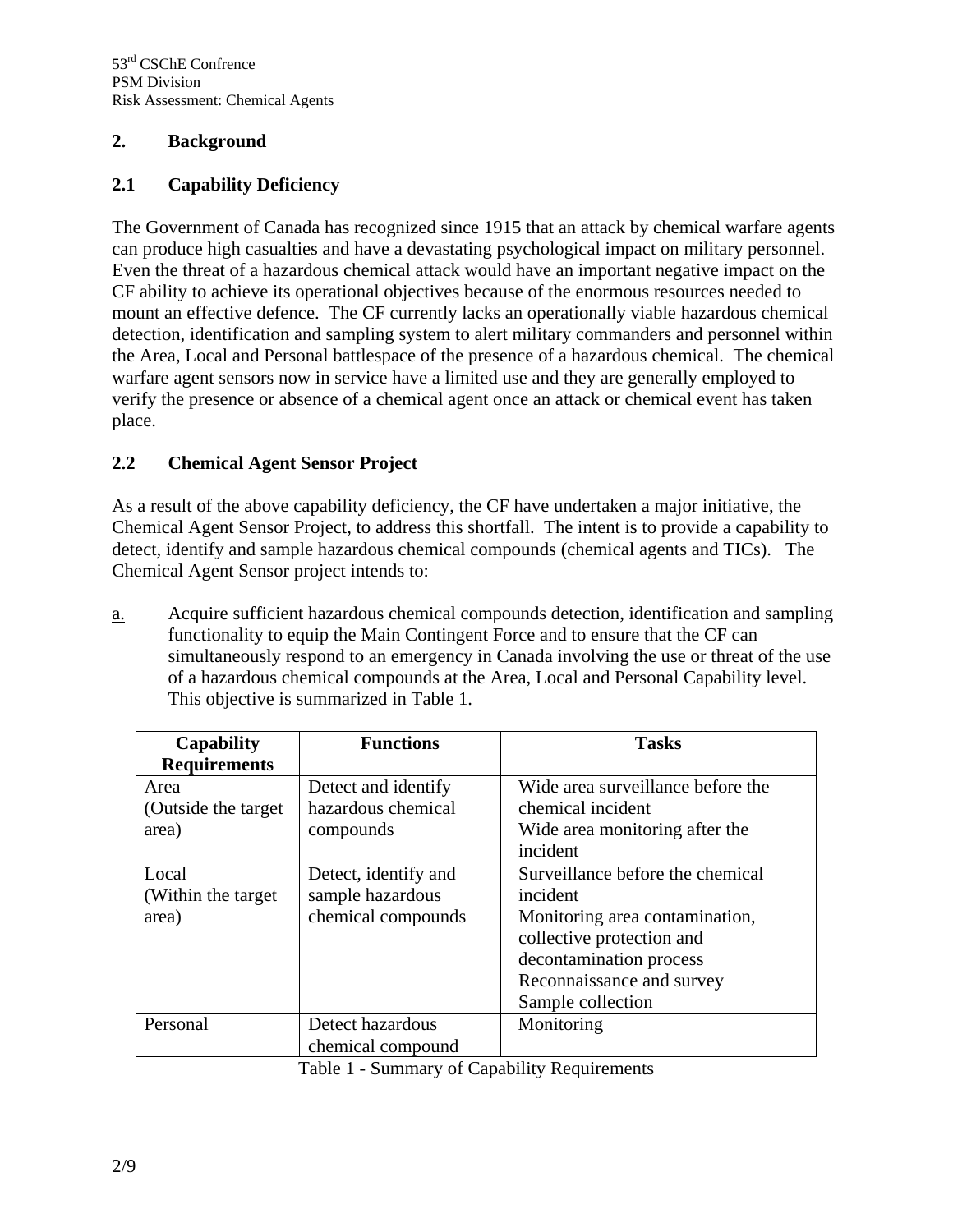## 2. Background

### 2.1 Capability Deficiency

The Government of Canada has recognized since 1915 that an attack by chemical warfare agents can produce high casualties and have a devastating psychological impact on military personnel. Even the threat of a hazardous chemical attack would have an important negative impact on the CF ability to achieve its operational objectives because of the enormous resources needed to mount an effective defence. The CF currently lacks an operationally viable hazardous chemical detection, identification and sampling system to alert military commanders and personnel within the Area, Local and Personal battlespace of the presence of a hazardous chemical. The chemical warfare agent sensors now in service have a limited use and they are generally employed to verify the presence or absence of a chemical agent once an attack or chemical event has taken place.

### 2.2 Chemical Agent Sensor Project

As a result of the above capability deficiency, the CF have undertaken a major initiative, the Chemical Agent Sensor Project, to address this shortfall. The intent is to provide a capability to detect, identify and sample hazardous chemical compounds (chemical agents and TICs). The Chemical Agent Sensor project intends to:

a. Acquire sufficient hazardous chemical compounds detection, identification and sampling functionality to equip the Main Contingent Force and to ensure that the CF can simultaneously respond to an emergency in Canada involving the use or threat of the use of a hazardous chemical compounds at the Area, Local and Personal Capability level. This objective is summarized in Table 1.

| Capability Requirements | Functions | Tasks |
|---|---|---|
| Area (Outside the target area) | Detect and identify hazardous chemical compounds | Wide area surveillance before the chemical incident<br>Wide area monitoring after the incident |
| Local (Within the target area) | Detect, identify and sample hazardous chemical compounds | Surveillance before the chemical incident<br>Monitoring area contamination, collective protection and decontamination process<br>Reconnaissance and survey<br>Sample collection |
| Personal | Detect hazardous chemical compound | Monitoring |

Table 1 - Summary of Capability Requirements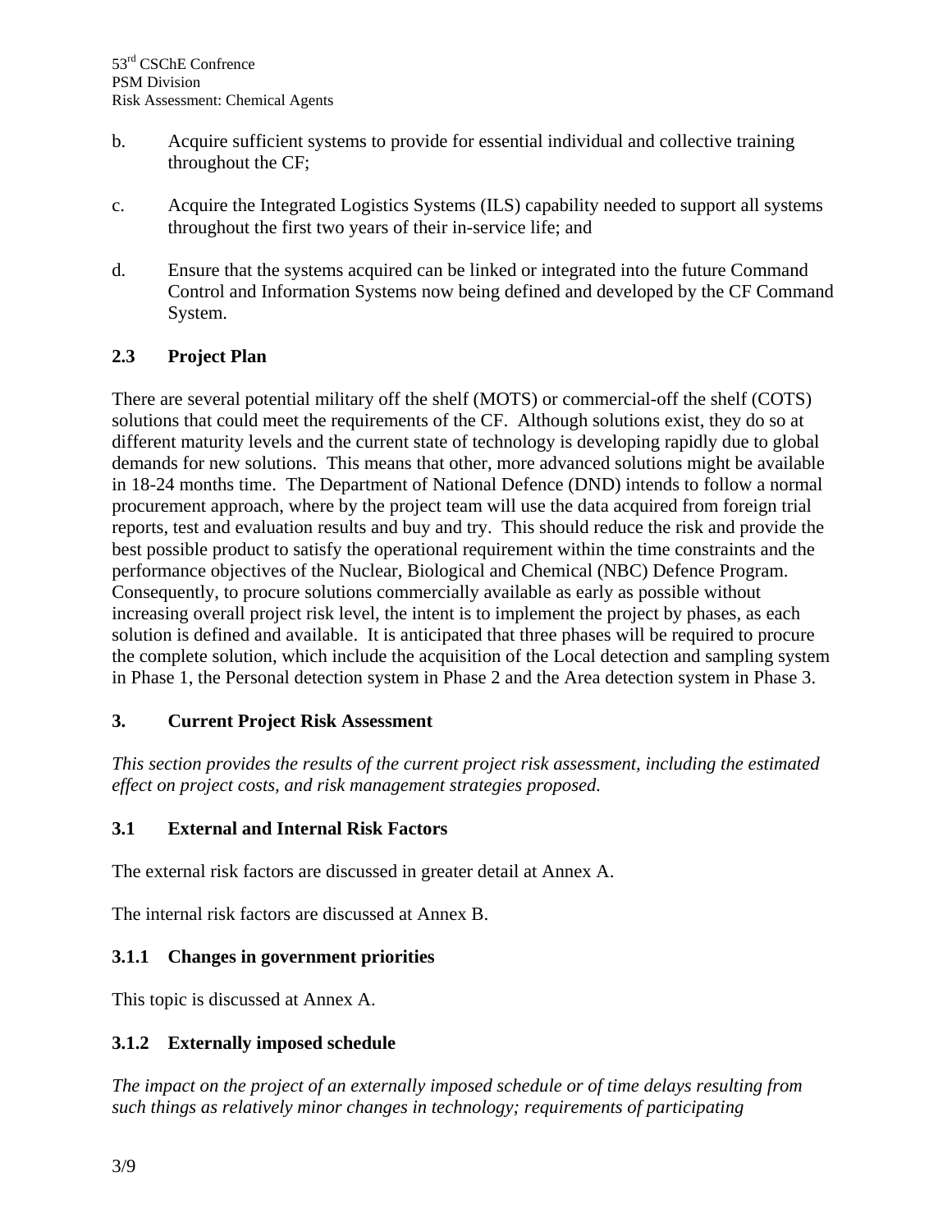b. Acquire sufficient systems to provide for essential individual and collective training throughout the CF;

c. Acquire the Integrated Logistics Systems (ILS) capability needed to support all systems throughout the first two years of their in-service life; and

d. Ensure that the systems acquired can be linked or integrated into the future Command Control and Information Systems now being defined and developed by the CF Command System.

### 2.3 Project Plan

There are several potential military off the shelf (MOTS) or commercial-off the shelf (COTS) solutions that could meet the requirements of the CF. Although solutions exist, they do so at different maturity levels and the current state of technology is developing rapidly due to global demands for new solutions. This means that other, more advanced solutions might be available in 18-24 months time. The Department of National Defence (DND) intends to follow a normal procurement approach, where by the project team will use the data acquired from foreign trial reports, test and evaluation results and buy and try. This should reduce the risk and provide the best possible product to satisfy the operational requirement within the time constraints and the performance objectives of the Nuclear, Biological and Chemical (NBC) Defence Program. Consequently, to procure solutions commercially available as early as possible without increasing overall project risk level, the intent is to implement the project by phases, as each solution is defined and available. It is anticipated that three phases will be required to procure the complete solution, which include the acquisition of the Local detection and sampling system in Phase 1, the Personal detection system in Phase 2 and the Area detection system in Phase 3.

## 3. Current Project Risk Assessment

*This section provides the results of the current project risk assessment, including the estimated effect on project costs, and risk management strategies proposed.*

### 3.1 External and Internal Risk Factors

The external risk factors are discussed in greater detail at Annex A.

The internal risk factors are discussed at Annex B.

#### 3.1.1 Changes in government priorities

This topic is discussed at Annex A.

#### 3.1.2 Externally imposed schedule

*The impact on the project of an externally imposed schedule or of time delays resulting from such things as relatively minor changes in technology; requirements of participating*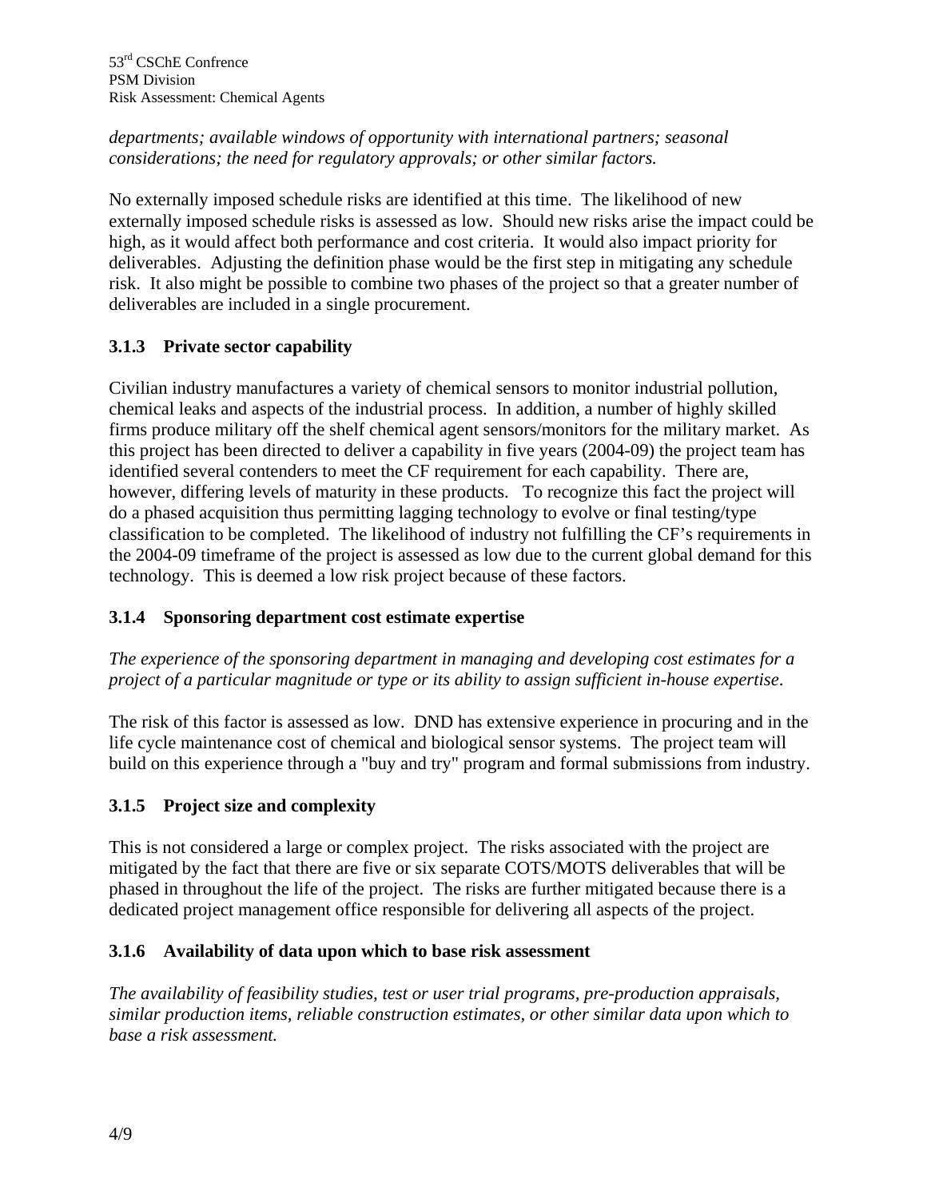*departments; available windows of opportunity with international partners; seasonal considerations; the need for regulatory approvals; or other similar factors.*

No externally imposed schedule risks are identified at this time. The likelihood of new externally imposed schedule risks is assessed as low. Should new risks arise the impact could be high, as it would affect both performance and cost criteria. It would also impact priority for deliverables. Adjusting the definition phase would be the first step in mitigating any schedule risk. It also might be possible to combine two phases of the project so that a greater number of deliverables are included in a single procurement.

### 3.1.3 Private sector capability

Civilian industry manufactures a variety of chemical sensors to monitor industrial pollution, chemical leaks and aspects of the industrial process. In addition, a number of highly skilled firms produce military off the shelf chemical agent sensors/monitors for the military market. As this project has been directed to deliver a capability in five years (2004-09) the project team has identified several contenders to meet the CF requirement for each capability. There are, however, differing levels of maturity in these products. To recognize this fact the project will do a phased acquisition thus permitting lagging technology to evolve or final testing/type classification to be completed. The likelihood of industry not fulfilling the CF's requirements in the 2004-09 timeframe of the project is assessed as low due to the current global demand for this technology. This is deemed a low risk project because of these factors.

### 3.1.4 Sponsoring department cost estimate expertise

*The experience of the sponsoring department in managing and developing cost estimates for a project of a particular magnitude or type or its ability to assign sufficient in-house expertise.*

The risk of this factor is assessed as low. DND has extensive experience in procuring and in the life cycle maintenance cost of chemical and biological sensor systems. The project team will build on this experience through a "buy and try" program and formal submissions from industry.

### 3.1.5 Project size and complexity

This is not considered a large or complex project. The risks associated with the project are mitigated by the fact that there are five or six separate COTS/MOTS deliverables that will be phased in throughout the life of the project. The risks are further mitigated because there is a dedicated project management office responsible for delivering all aspects of the project.

### 3.1.6 Availability of data upon which to base risk assessment

*The availability of feasibility studies, test or user trial programs, pre-production appraisals, similar production items, reliable construction estimates, or other similar data upon which to base a risk assessment.*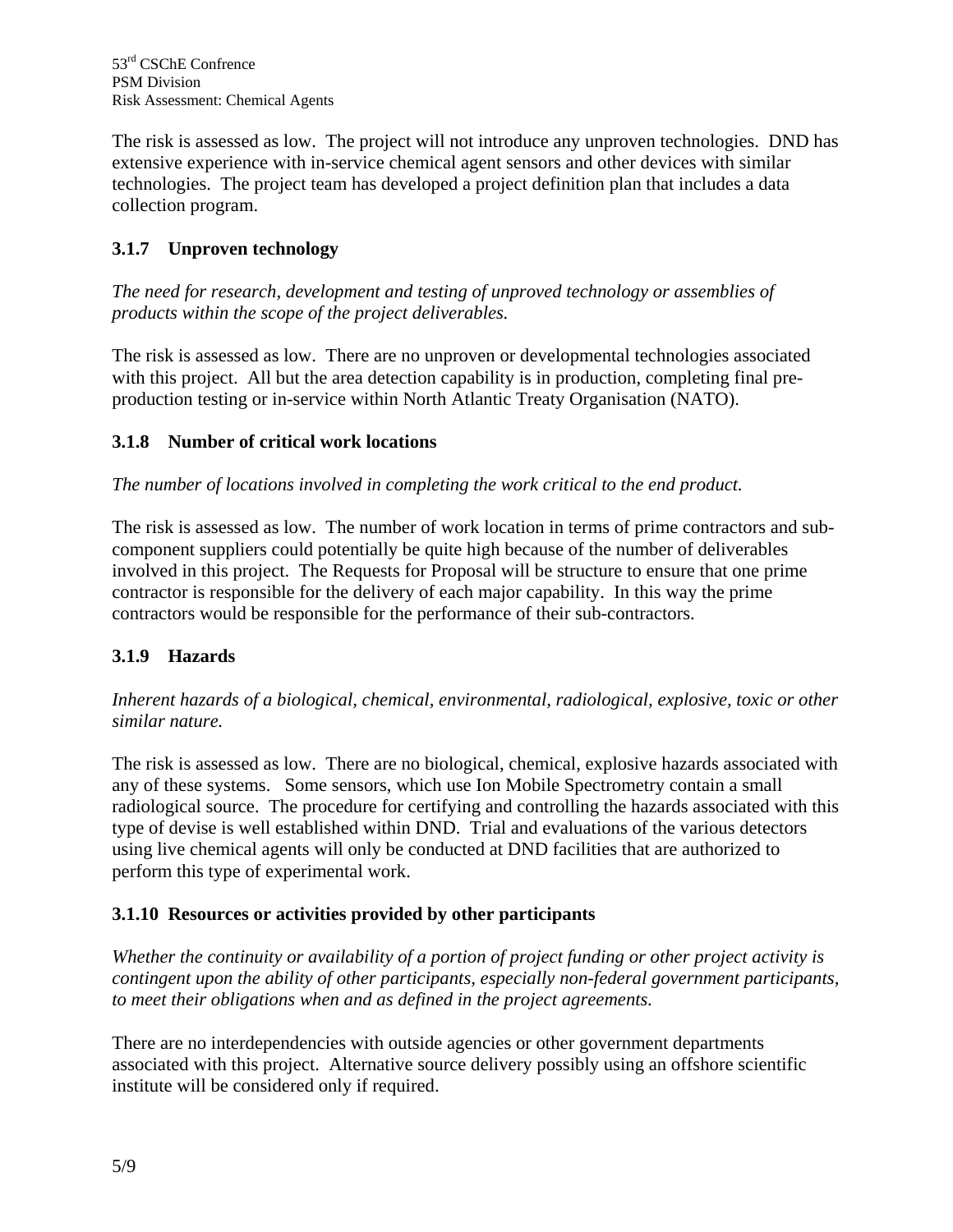The risk is assessed as low. The project will not introduce any unproven technologies. DND has extensive experience with in-service chemical agent sensors and other devices with similar technologies. The project team has developed a project definition plan that includes a data collection program.

### 3.1.7 Unproven technology

*The need for research, development and testing of unproved technology or assemblies of products within the scope of the project deliverables.*

The risk is assessed as low. There are no unproven or developmental technologies associated with this project. All but the area detection capability is in production, completing final pre-production testing or in-service within North Atlantic Treaty Organisation (NATO).

### 3.1.8 Number of critical work locations

*The number of locations involved in completing the work critical to the end product.*

The risk is assessed as low. The number of work location in terms of prime contractors and sub-component suppliers could potentially be quite high because of the number of deliverables involved in this project. The Requests for Proposal will be structure to ensure that one prime contractor is responsible for the delivery of each major capability. In this way the prime contractors would be responsible for the performance of their sub-contractors.

### 3.1.9 Hazards

*Inherent hazards of a biological, chemical, environmental, radiological, explosive, toxic or other similar nature.*

The risk is assessed as low. There are no biological, chemical, explosive hazards associated with any of these systems. Some sensors, which use Ion Mobile Spectrometry contain a small radiological source. The procedure for certifying and controlling the hazards associated with this type of devise is well established within DND. Trial and evaluations of the various detectors using live chemical agents will only be conducted at DND facilities that are authorized to perform this type of experimental work.

### 3.1.10 Resources or activities provided by other participants

*Whether the continuity or availability of a portion of project funding or other project activity is contingent upon the ability of other participants, especially non-federal government participants, to meet their obligations when and as defined in the project agreements.*

There are no interdependencies with outside agencies or other government departments associated with this project. Alternative source delivery possibly using an offshore scientific institute will be considered only if required.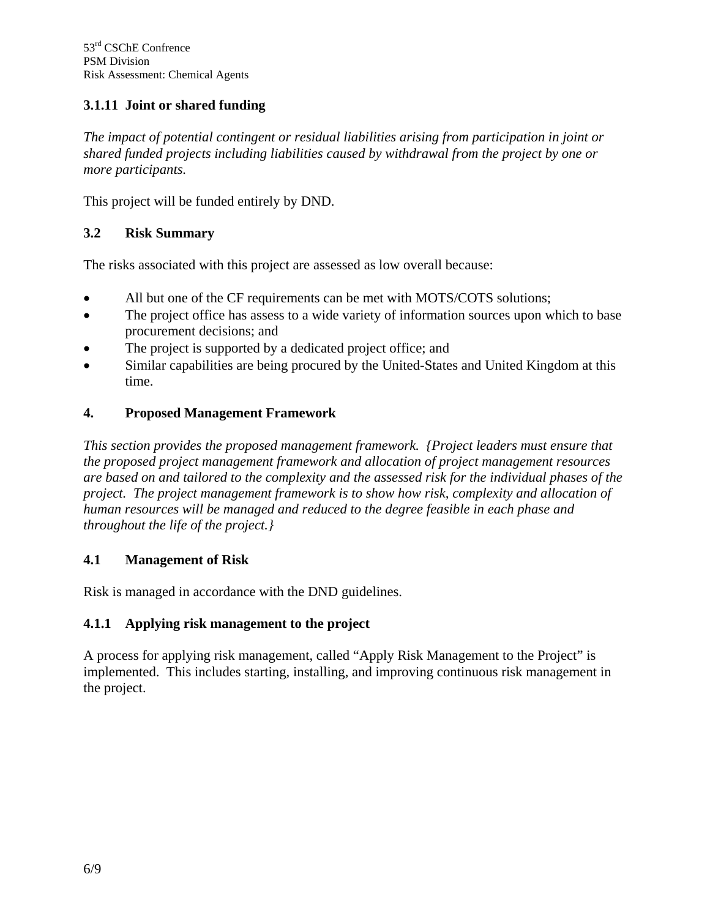#### 3.1.11 Joint or shared funding

*The impact of potential contingent or residual liabilities arising from participation in joint or shared funded projects including liabilities caused by withdrawal from the project by one or more participants.*

This project will be funded entirely by DND.

### 3.2 Risk Summary

The risks associated with this project are assessed as low overall because:

- All but one of the CF requirements can be met with MOTS/COTS solutions;
- The project office has assess to a wide variety of information sources upon which to base procurement decisions; and
- The project is supported by a dedicated project office; and
- Similar capabilities are being procured by the United-States and United Kingdom at this time.

## 4. Proposed Management Framework

*This section provides the proposed management framework. {Project leaders must ensure that the proposed project management framework and allocation of project management resources are based on and tailored to the complexity and the assessed risk for the individual phases of the project. The project management framework is to show how risk, complexity and allocation of human resources will be managed and reduced to the degree feasible in each phase and throughout the life of the project.}*

### 4.1 Management of Risk

Risk is managed in accordance with the DND guidelines.

#### 4.1.1 Applying risk management to the project

A process for applying risk management, called "Apply Risk Management to the Project" is implemented. This includes starting, installing, and improving continuous risk management in the project.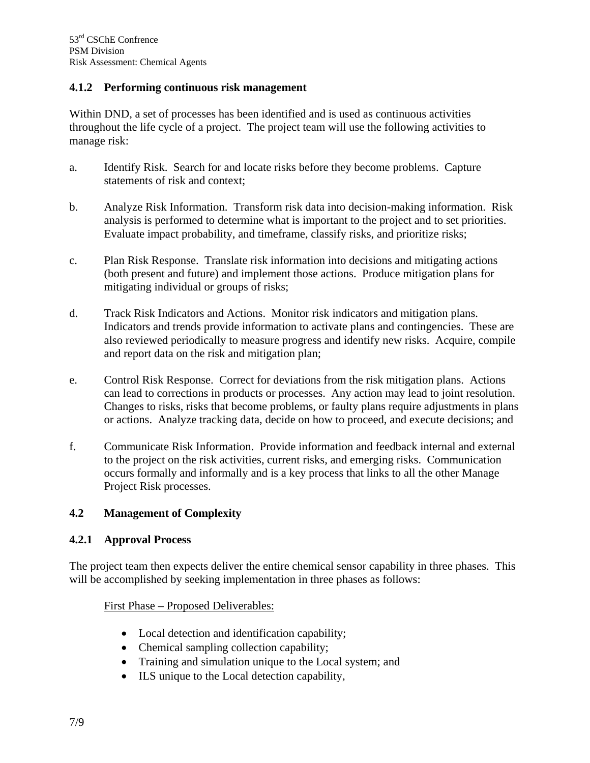### 4.1.2 Performing continuous risk management

Within DND, a set of processes has been identified and is used as continuous activities throughout the life cycle of a project. The project team will use the following activities to manage risk:

a. Identify Risk. Search for and locate risks before they become problems. Capture statements of risk and context;

b. Analyze Risk Information. Transform risk data into decision-making information. Risk analysis is performed to determine what is important to the project and to set priorities. Evaluate impact probability, and timeframe, classify risks, and prioritize risks;

c. Plan Risk Response. Translate risk information into decisions and mitigating actions (both present and future) and implement those actions. Produce mitigation plans for mitigating individual or groups of risks;

d. Track Risk Indicators and Actions. Monitor risk indicators and mitigation plans. Indicators and trends provide information to activate plans and contingencies. These are also reviewed periodically to measure progress and identify new risks. Acquire, compile and report data on the risk and mitigation plan;

e. Control Risk Response. Correct for deviations from the risk mitigation plans. Actions can lead to corrections in products or processes. Any action may lead to joint resolution. Changes to risks, risks that become problems, or faulty plans require adjustments in plans or actions. Analyze tracking data, decide on how to proceed, and execute decisions; and

f. Communicate Risk Information. Provide information and feedback internal and external to the project on the risk activities, current risks, and emerging risks. Communication occurs formally and informally and is a key process that links to all the other Manage Project Risk processes.

## 4.2 Management of Complexity

### 4.2.1 Approval Process

The project team then expects deliver the entire chemical sensor capability in three phases. This will be accomplished by seeking implementation in three phases as follows:

<u>First Phase – Proposed Deliverables:</u>

- Local detection and identification capability;
- Chemical sampling collection capability;
- Training and simulation unique to the Local system; and
- ILS unique to the Local detection capability,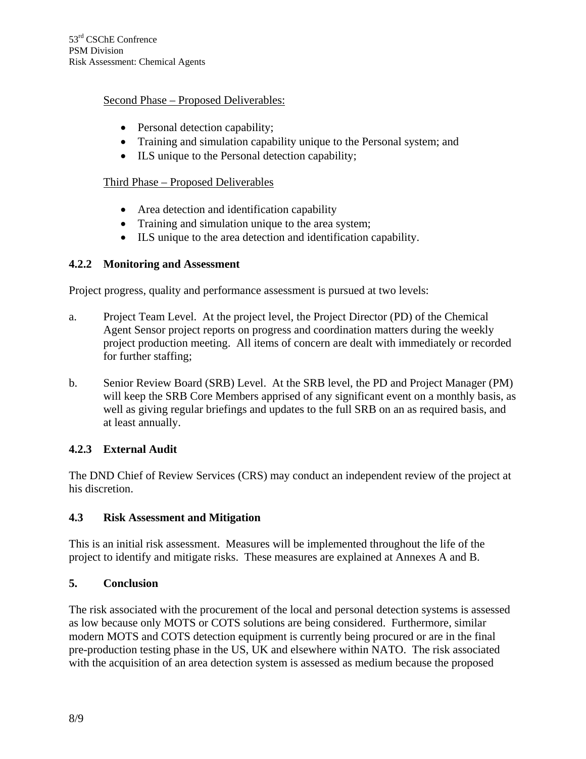Second Phase – Proposed Deliverables:

- Personal detection capability;
- Training and simulation capability unique to the Personal system; and
- ILS unique to the Personal detection capability;

Third Phase – Proposed Deliverables

- Area detection and identification capability
- Training and simulation unique to the area system;
- ILS unique to the area detection and identification capability.

### 4.2.2 Monitoring and Assessment

Project progress, quality and performance assessment is pursued at two levels:

a. Project Team Level. At the project level, the Project Director (PD) of the Chemical Agent Sensor project reports on progress and coordination matters during the weekly project production meeting. All items of concern are dealt with immediately or recorded for further staffing;

b. Senior Review Board (SRB) Level. At the SRB level, the PD and Project Manager (PM) will keep the SRB Core Members apprised of any significant event on a monthly basis, as well as giving regular briefings and updates to the full SRB on an as required basis, and at least annually.

### 4.2.3 External Audit

The DND Chief of Review Services (CRS) may conduct an independent review of the project at his discretion.

### 4.3 Risk Assessment and Mitigation

This is an initial risk assessment. Measures will be implemented throughout the life of the project to identify and mitigate risks. These measures are explained at Annexes A and B.

## 5. Conclusion

The risk associated with the procurement of the local and personal detection systems is assessed as low because only MOTS or COTS solutions are being considered. Furthermore, similar modern MOTS and COTS detection equipment is currently being procured or are in the final pre-production testing phase in the US, UK and elsewhere within NATO. The risk associated with the acquisition of an area detection system is assessed as medium because the proposed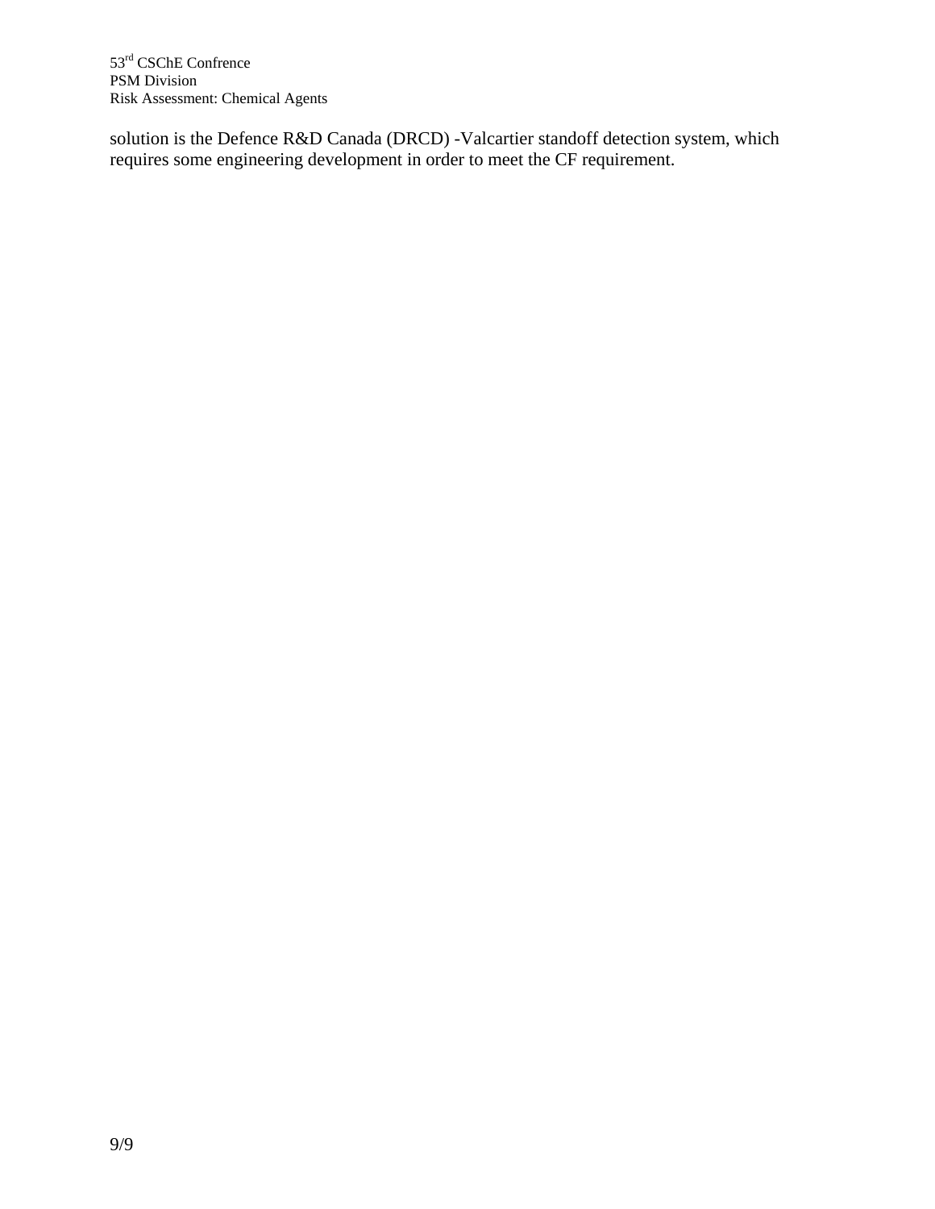solution is the Defence R&D Canada (DRCD) -Valcartier standoff detection system, which requires some engineering development in order to meet the CF requirement.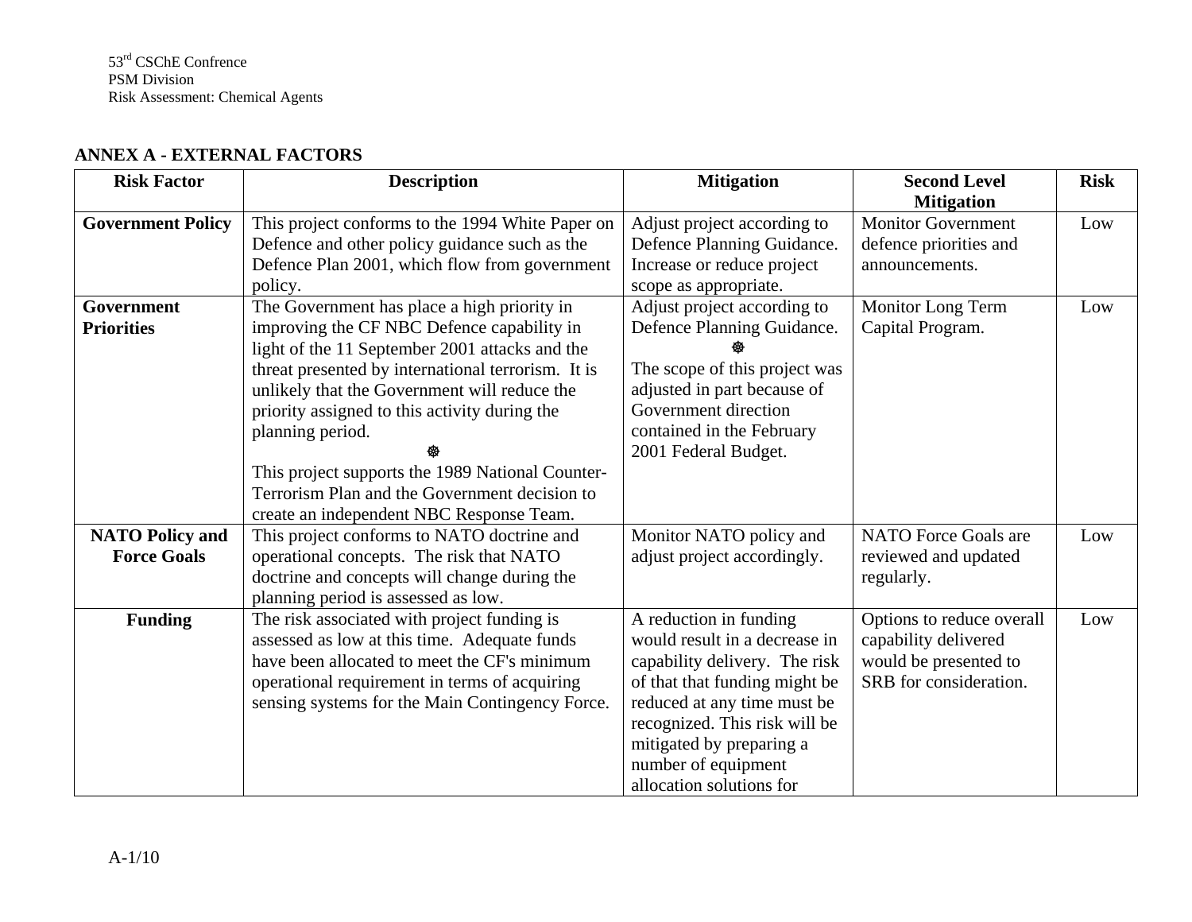## ANNEX A - EXTERNAL FACTORS

| Risk Factor | Description | Mitigation | Second Level Mitigation | Risk |
|---|---|---|---|---|
| **Government Policy** | This project conforms to the 1994 White Paper on Defence and other policy guidance such as the Defence Plan 2001, which flow from government policy. | Adjust project according to Defence Planning Guidance. Increase or reduce project scope as appropriate. | Monitor Government defence priorities and announcements. | Low |
| **Government Priorities** | The Government has place a high priority in improving the CF NBC Defence capability in light of the 11 September 2001 attacks and the threat presented by international terrorism. It is unlikely that the Government will reduce the priority assigned to this activity during the planning period. ☸ This project supports the 1989 National Counter-Terrorism Plan and the Government decision to create an independent NBC Response Team. | Adjust project according to Defence Planning Guidance. ☸ The scope of this project was adjusted in part because of Government direction contained in the February 2001 Federal Budget. | Monitor Long Term Capital Program. | Low |
| **NATO Policy and Force Goals** | This project conforms to NATO doctrine and operational concepts. The risk that NATO doctrine and concepts will change during the planning period is assessed as low. | Monitor NATO policy and adjust project accordingly. | NATO Force Goals are reviewed and updated regularly. | Low |
| **Funding** | The risk associated with project funding is assessed as low at this time. Adequate funds have been allocated to meet the CF's minimum operational requirement in terms of acquiring sensing systems for the Main Contingency Force. | A reduction in funding would result in a decrease in capability delivery. The risk of that that funding might be reduced at any time must be recognized. This risk will be mitigated by preparing a number of equipment allocation solutions for | Options to reduce overall capability delivered would be presented to SRB for consideration. | Low |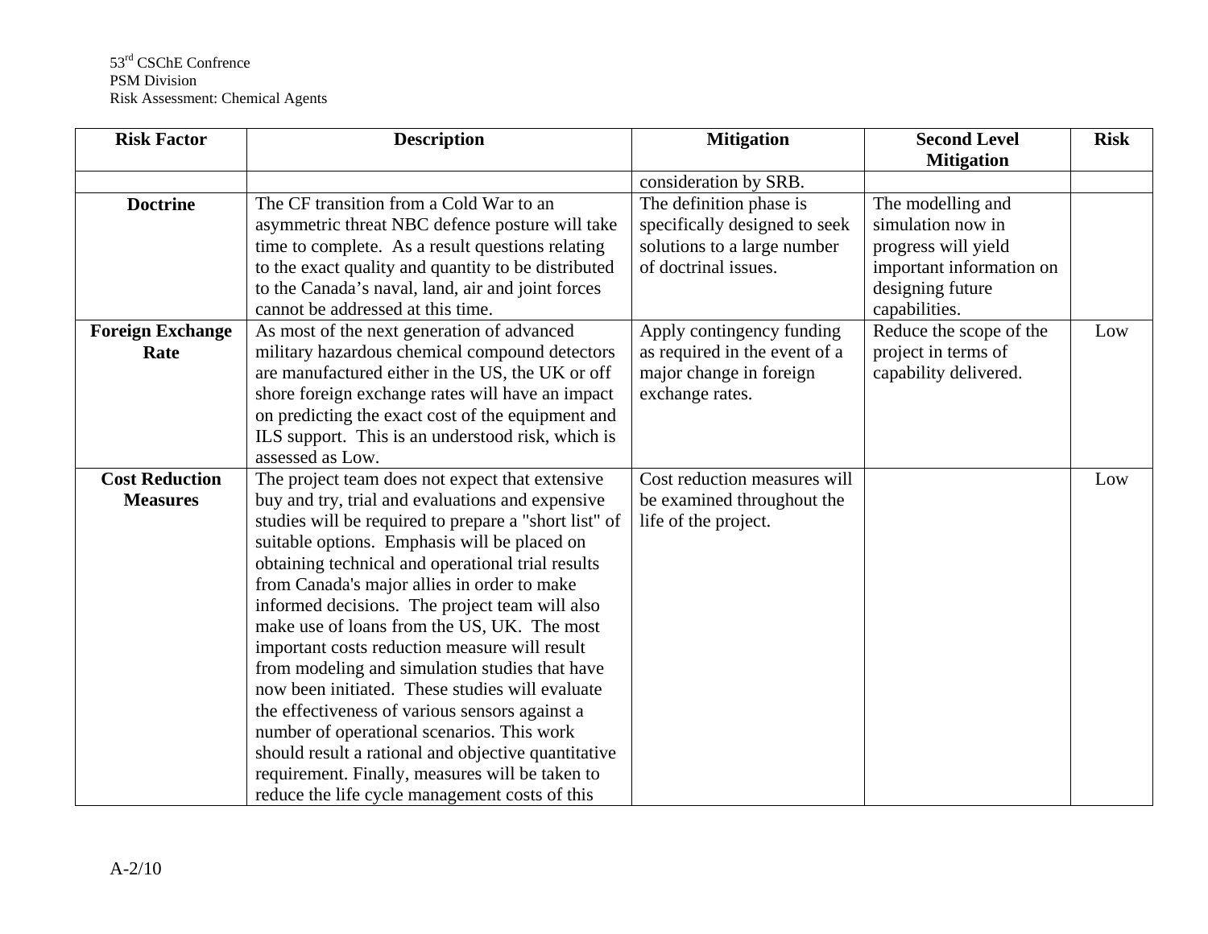| Risk Factor | Description | Mitigation | Second Level Mitigation | Risk |
|---|---|---|---|---|
| | | consideration by SRB. | | |
| **Doctrine** | The CF transition from a Cold War to an asymmetric threat NBC defence posture will take time to complete. As a result questions relating to the exact quality and quantity to be distributed to the Canada's naval, land, air and joint forces cannot be addressed at this time. | The definition phase is specifically designed to seek solutions to a large number of doctrinal issues. | The modelling and simulation now in progress will yield important information on designing future capabilities. | |
| **Foreign Exchange Rate** | As most of the next generation of advanced military hazardous chemical compound detectors are manufactured either in the US, the UK or off shore foreign exchange rates will have an impact on predicting the exact cost of the equipment and ILS support. This is an understood risk, which is assessed as Low. | Apply contingency funding as required in the event of a major change in foreign exchange rates. | Reduce the scope of the project in terms of capability delivered. | Low |
| **Cost Reduction Measures** | The project team does not expect that extensive buy and try, trial and evaluations and expensive studies will be required to prepare a "short list" of suitable options. Emphasis will be placed on obtaining technical and operational trial results from Canada's major allies in order to make informed decisions. The project team will also make use of loans from the US, UK. The most important costs reduction measure will result from modeling and simulation studies that have now been initiated. These studies will evaluate the effectiveness of various sensors against a number of operational scenarios. This work should result a rational and objective quantitative requirement. Finally, measures will be taken to reduce the life cycle management costs of this | Cost reduction measures will be examined throughout the life of the project. | | Low |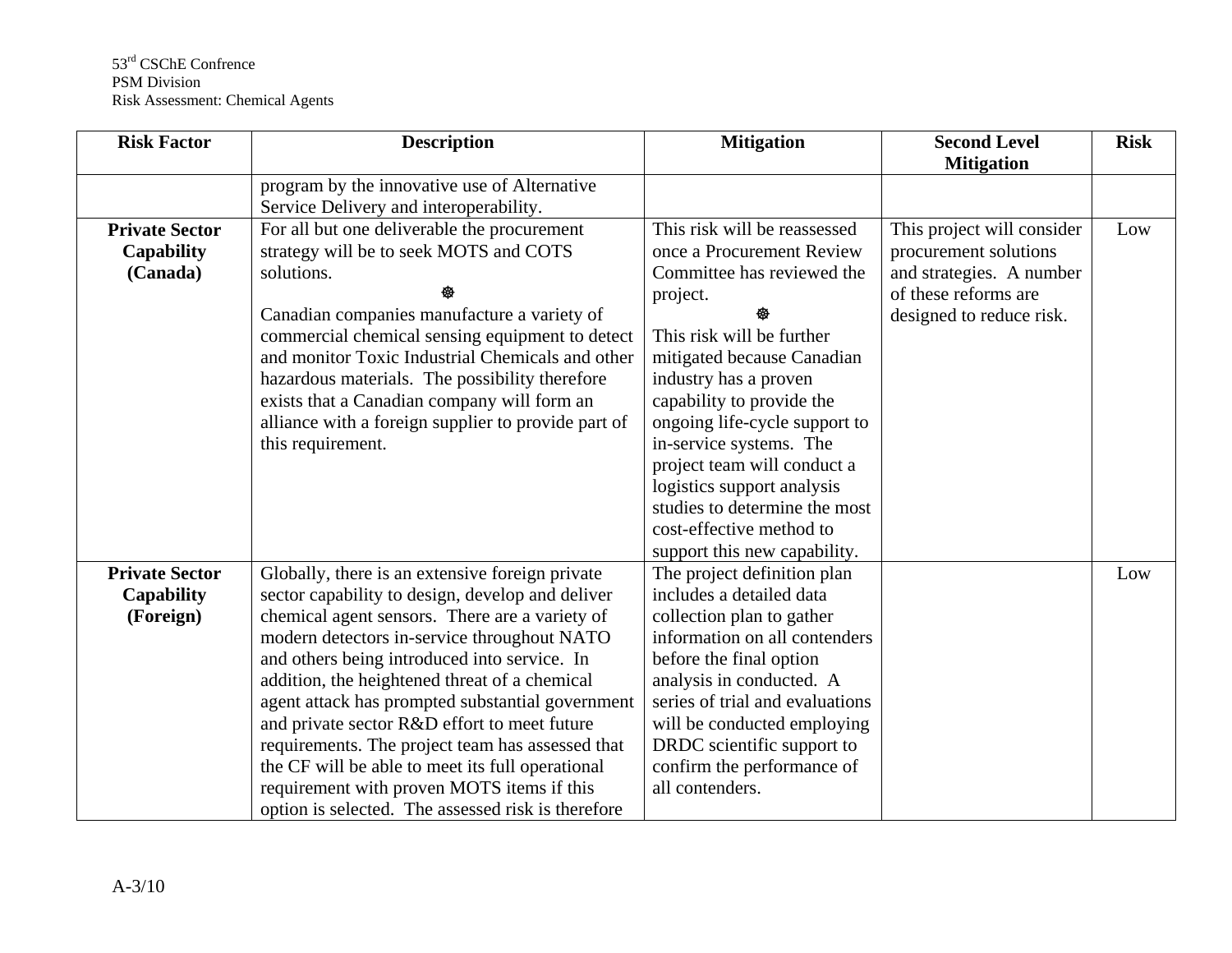| Risk Factor | Description | Mitigation | Second Level Mitigation | Risk |
|---|---|---|---|---|
| | program by the innovative use of Alternative Service Delivery and interoperability. | | | |
| **Private Sector Capability (Canada)** | For all but one deliverable the procurement strategy will be to seek MOTS and COTS solutions. ☸ Canadian companies manufacture a variety of commercial chemical sensing equipment to detect and monitor Toxic Industrial Chemicals and other hazardous materials. The possibility therefore exists that a Canadian company will form an alliance with a foreign supplier to provide part of this requirement. | This risk will be reassessed once a Procurement Review Committee has reviewed the project. ☸ This risk will be further mitigated because Canadian industry has a proven capability to provide the ongoing life-cycle support to in-service systems. The project team will conduct a logistics support analysis studies to determine the most cost-effective method to support this new capability. | This project will consider procurement solutions and strategies. A number of these reforms are designed to reduce risk. | Low |
| **Private Sector Capability (Foreign)** | Globally, there is an extensive foreign private sector capability to design, develop and deliver chemical agent sensors. There are a variety of modern detectors in-service throughout NATO and others being introduced into service. In addition, the heightened threat of a chemical agent attack has prompted substantial government and private sector R&D effort to meet future requirements. The project team has assessed that the CF will be able to meet its full operational requirement with proven MOTS items if this option is selected. The assessed risk is therefore | The project definition plan includes a detailed data collection plan to gather information on all contenders before the final option analysis in conducted. A series of trial and evaluations will be conducted employing DRDC scientific support to confirm the performance of all contenders. | | Low |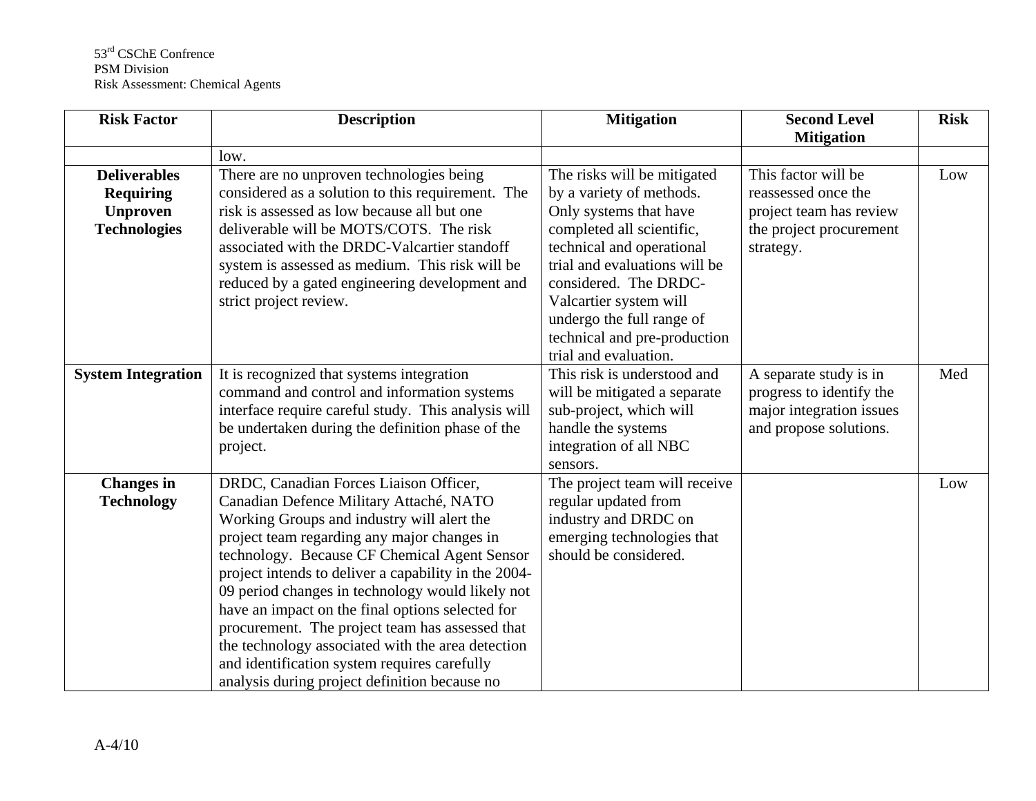| Risk Factor | Description | Mitigation | Second Level Mitigation | Risk |
|---|---|---|---|---|
| | low. | | | |
| **Deliverables Requiring Unproven Technologies** | There are no unproven technologies being considered as a solution to this requirement. The risk is assessed as low because all but one deliverable will be MOTS/COTS. The risk associated with the DRDC-Valcartier standoff system is assessed as medium. This risk will be reduced by a gated engineering development and strict project review. | The risks will be mitigated by a variety of methods. Only systems that have completed all scientific, technical and operational trial and evaluations will be considered. The DRDC-Valcartier system will undergo the full range of technical and pre-production trial and evaluation. | This factor will be reassessed once the project team has review the project procurement strategy. | Low |
| **System Integration** | It is recognized that systems integration command and control and information systems interface require careful study. This analysis will be undertaken during the definition phase of the project. | This risk is understood and will be mitigated a separate sub-project, which will handle the systems integration of all NBC sensors. | A separate study is in progress to identify the major integration issues and propose solutions. | Med |
| **Changes in Technology** | DRDC, Canadian Forces Liaison Officer, Canadian Defence Military Attaché, NATO Working Groups and industry will alert the project team regarding any major changes in technology. Because CF Chemical Agent Sensor project intends to deliver a capability in the 2004-09 period changes in technology would likely not have an impact on the final options selected for procurement. The project team has assessed that the technology associated with the area detection and identification system requires carefully analysis during project definition because no | The project team will receive regular updated from industry and DRDC on emerging technologies that should be considered. | | Low |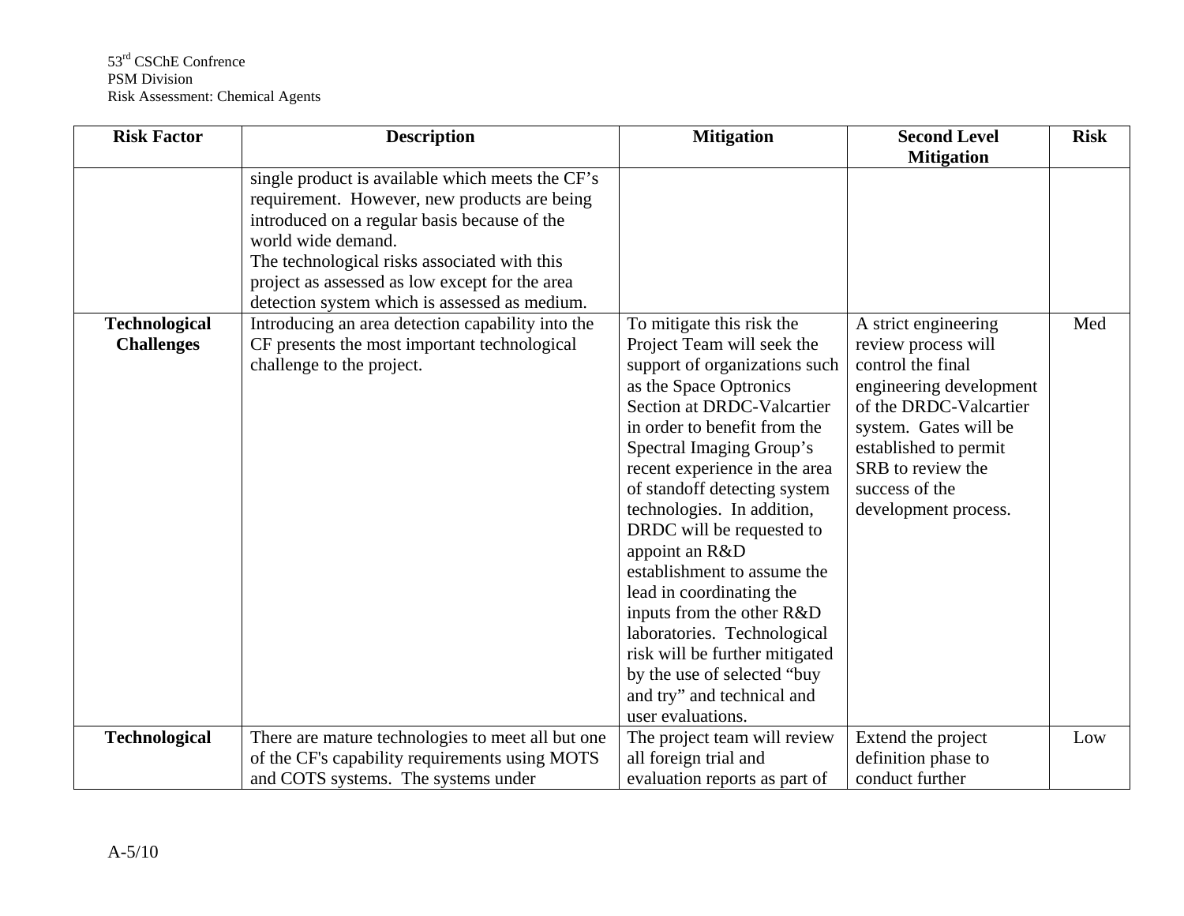| Risk Factor | Description | Mitigation | Second Level Mitigation | Risk |
|---|---|---|---|---|
| | single product is available which meets the CF's requirement. However, new products are being introduced on a regular basis because of the world wide demand. The technological risks associated with this project as assessed as low except for the area detection system which is assessed as medium. | | | |
| **Technological Challenges** | Introducing an area detection capability into the CF presents the most important technological challenge to the project. | To mitigate this risk the Project Team will seek the support of organizations such as the Space Optronics Section at DRDC-Valcartier in order to benefit from the Spectral Imaging Group's recent experience in the area of standoff detecting system technologies. In addition, DRDC will be requested to appoint an R&D establishment to assume the lead in coordinating the inputs from the other R&D laboratories. Technological risk will be further mitigated by the use of selected "buy and try" and technical and user evaluations. | A strict engineering review process will control the final engineering development of the DRDC-Valcartier system. Gates will be established to permit SRB to review the success of the development process. | Med |
| **Technological** | There are mature technologies to meet all but one of the CF's capability requirements using MOTS and COTS systems. The systems under | The project team will review all foreign trial and evaluation reports as part of | Extend the project definition phase to conduct further | Low |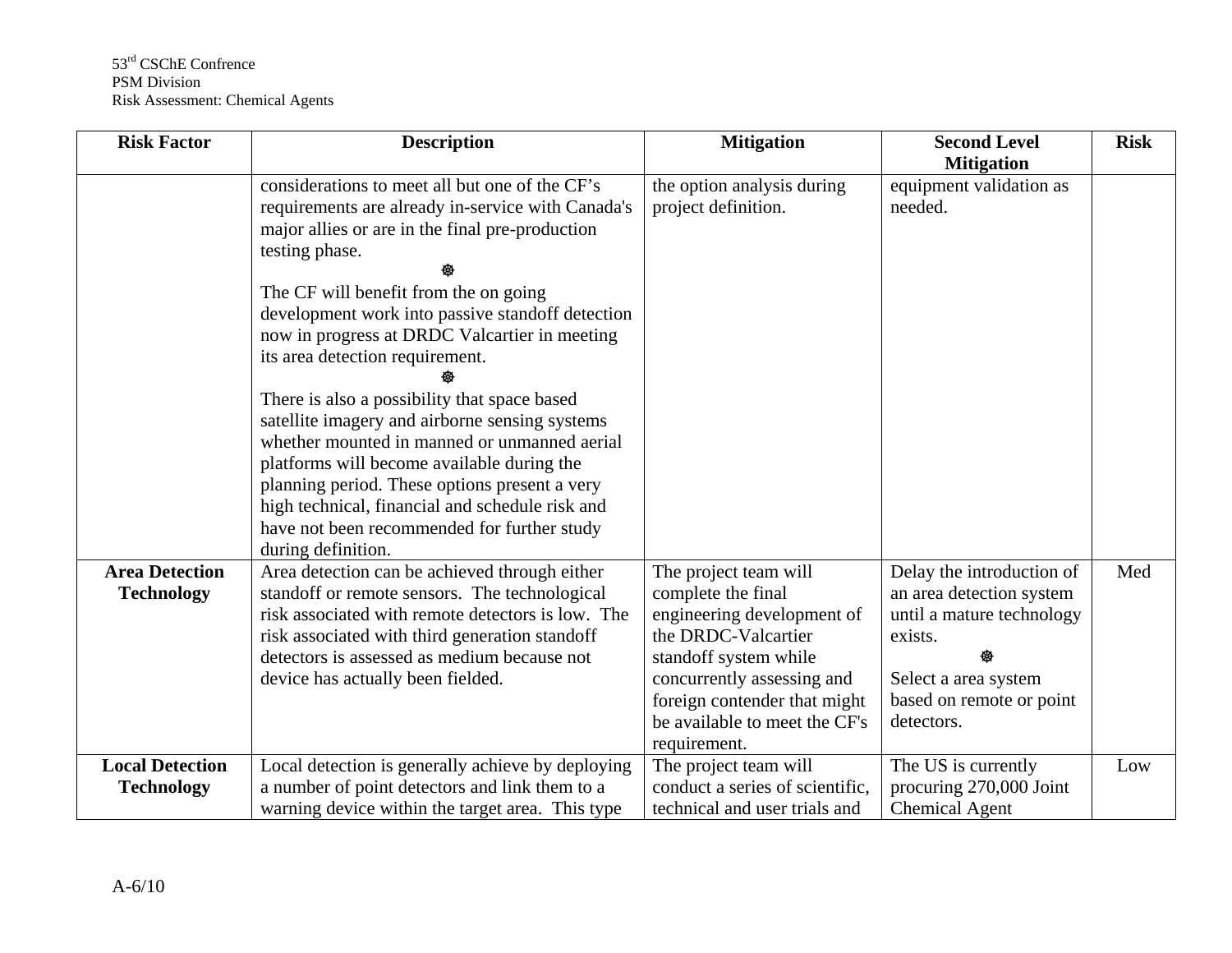| Risk Factor | Description | Mitigation | Second Level Mitigation | Risk |
|---|---|---|---|---|
| | considerations to meet all but one of the CF's requirements are already in-service with Canada's major allies or are in the final pre-production testing phase. ☸ The CF will benefit from the on going development work into passive standoff detection now in progress at DRDC Valcartier in meeting its area detection requirement. ☸ There is also a possibility that space based satellite imagery and airborne sensing systems whether mounted in manned or unmanned aerial platforms will become available during the planning period. These options present a very high technical, financial and schedule risk and have not been recommended for further study during definition. | the option analysis during project definition. | equipment validation as needed. | |
| **Area Detection Technology** | Area detection can be achieved through either standoff or remote sensors. The technological risk associated with remote detectors is low. The risk associated with third generation standoff detectors is assessed as medium because not device has actually been fielded. | The project team will complete the final engineering development of the DRDC-Valcartier standoff system while concurrently assessing and foreign contender that might be available to meet the CF's requirement. | Delay the introduction of an area detection system until a mature technology exists. ☸ Select a area system based on remote or point detectors. | Med |
| **Local Detection Technology** | Local detection is generally achieve by deploying a number of point detectors and link them to a warning device within the target area. This type | The project team will conduct a series of scientific, technical and user trials and | The US is currently procuring 270,000 Joint Chemical Agent | Low |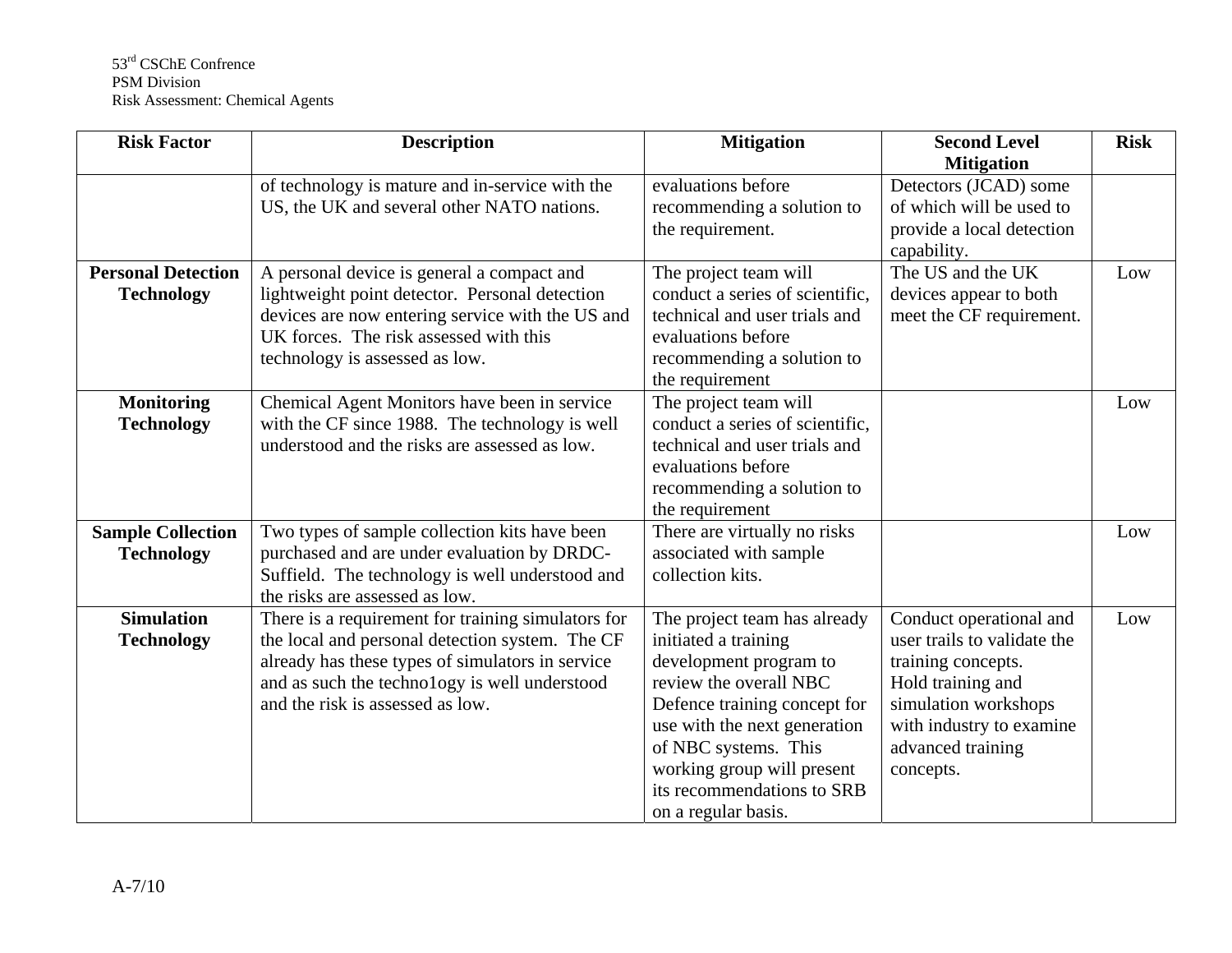| Risk Factor | Description | Mitigation | Second Level Mitigation | Risk |
|---|---|---|---|---|
| | of technology is mature and in-service with the US, the UK and several other NATO nations. | evaluations before recommending a solution to the requirement. | Detectors (JCAD) some of which will be used to provide a local detection capability. | |
| **Personal Detection Technology** | A personal device is general a compact and lightweight point detector. Personal detection devices are now entering service with the US and UK forces. The risk assessed with this technology is assessed as low. | The project team will conduct a series of scientific, technical and user trials and evaluations before recommending a solution to the requirement | The US and the UK devices appear to both meet the CF requirement. | Low |
| **Monitoring Technology** | Chemical Agent Monitors have been in service with the CF since 1988. The technology is well understood and the risks are assessed as low. | The project team will conduct a series of scientific, technical and user trials and evaluations before recommending a solution to the requirement | | Low |
| **Sample Collection Technology** | Two types of sample collection kits have been purchased and are under evaluation by DRDC-Suffield. The technology is well understood and the risks are assessed as low. | There are virtually no risks associated with sample collection kits. | | Low |
| **Simulation Technology** | There is a requirement for training simulators for the local and personal detection system. The CF already has these types of simulators in service and as such the techno1ogy is well understood and the risk is assessed as low. | The project team has already initiated a training development program to review the overall NBC Defence training concept for use with the next generation of NBC systems. This working group will present its recommendations to SRB on a regular basis. | Conduct operational and user trails to validate the training concepts. Hold training and simulation workshops with industry to examine advanced training concepts. | Low |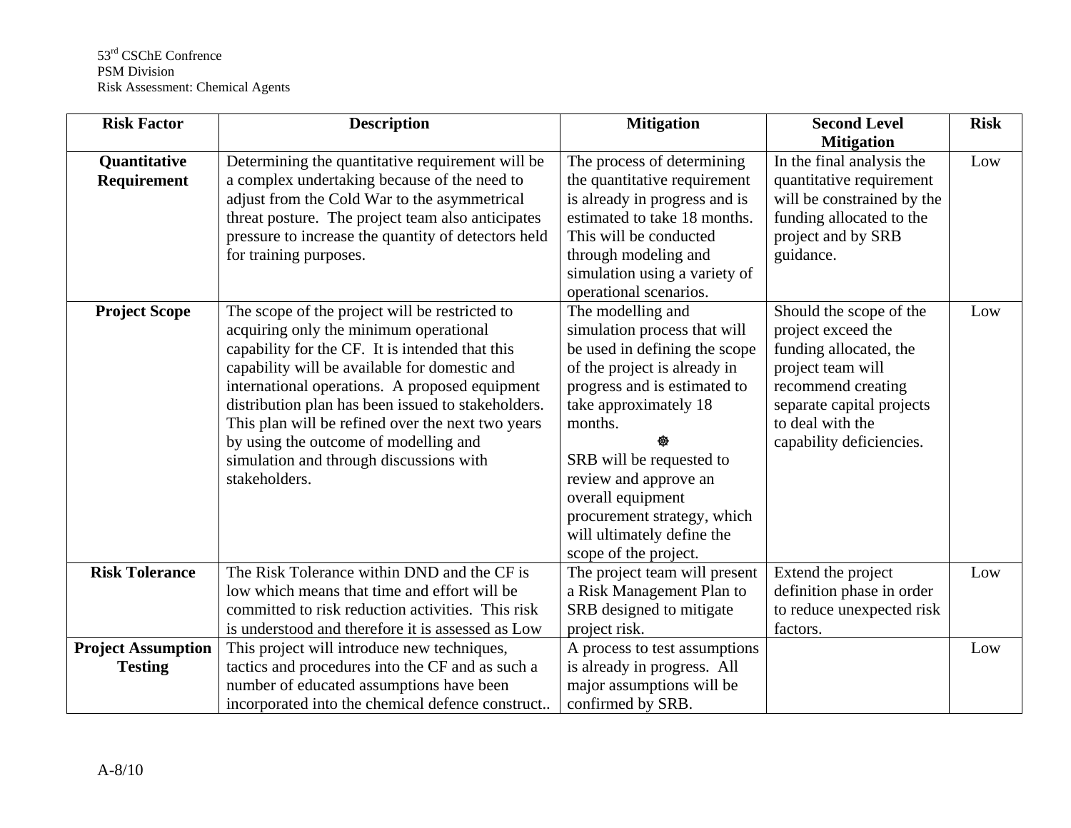| Risk Factor | Description | Mitigation | Second Level Mitigation | Risk |
|---|---|---|---|---|
| **Quantitative Requirement** | Determining the quantitative requirement will be a complex undertaking because of the need to adjust from the Cold War to the asymmetrical threat posture. The project team also anticipates pressure to increase the quantity of detectors held for training purposes. | The process of determining the quantitative requirement is already in progress and is estimated to take 18 months. This will be conducted through modeling and simulation using a variety of operational scenarios. | In the final analysis the quantitative requirement will be constrained by the funding allocated to the project and by SRB guidance. | Low |
| **Project Scope** | The scope of the project will be restricted to acquiring only the minimum operational capability for the CF. It is intended that this capability will be available for domestic and international operations. A proposed equipment distribution plan has been issued to stakeholders. This plan will be refined over the next two years by using the outcome of modelling and simulation and through discussions with stakeholders. | The modelling and simulation process that will be used in defining the scope of the project is already in progress and is estimated to take approximately 18 months. SRB will be requested to review and approve an overall equipment procurement strategy, which will ultimately define the scope of the project. | Should the scope of the project exceed the funding allocated, the project team will recommend creating separate capital projects to deal with the capability deficiencies. | Low |
| **Risk Tolerance** | The Risk Tolerance within DND and the CF is low which means that time and effort will be committed to risk reduction activities. This risk is understood and therefore it is assessed as Low | The project team will present a Risk Management Plan to SRB designed to mitigate project risk. | Extend the project definition phase in order to reduce unexpected risk factors. | Low |
| **Project Assumption Testing** | This project will introduce new techniques, tactics and procedures into the CF and as such a number of educated assumptions have been incorporated into the chemical defence construct.. | A process to test assumptions is already in progress. All major assumptions will be confirmed by SRB. | | Low |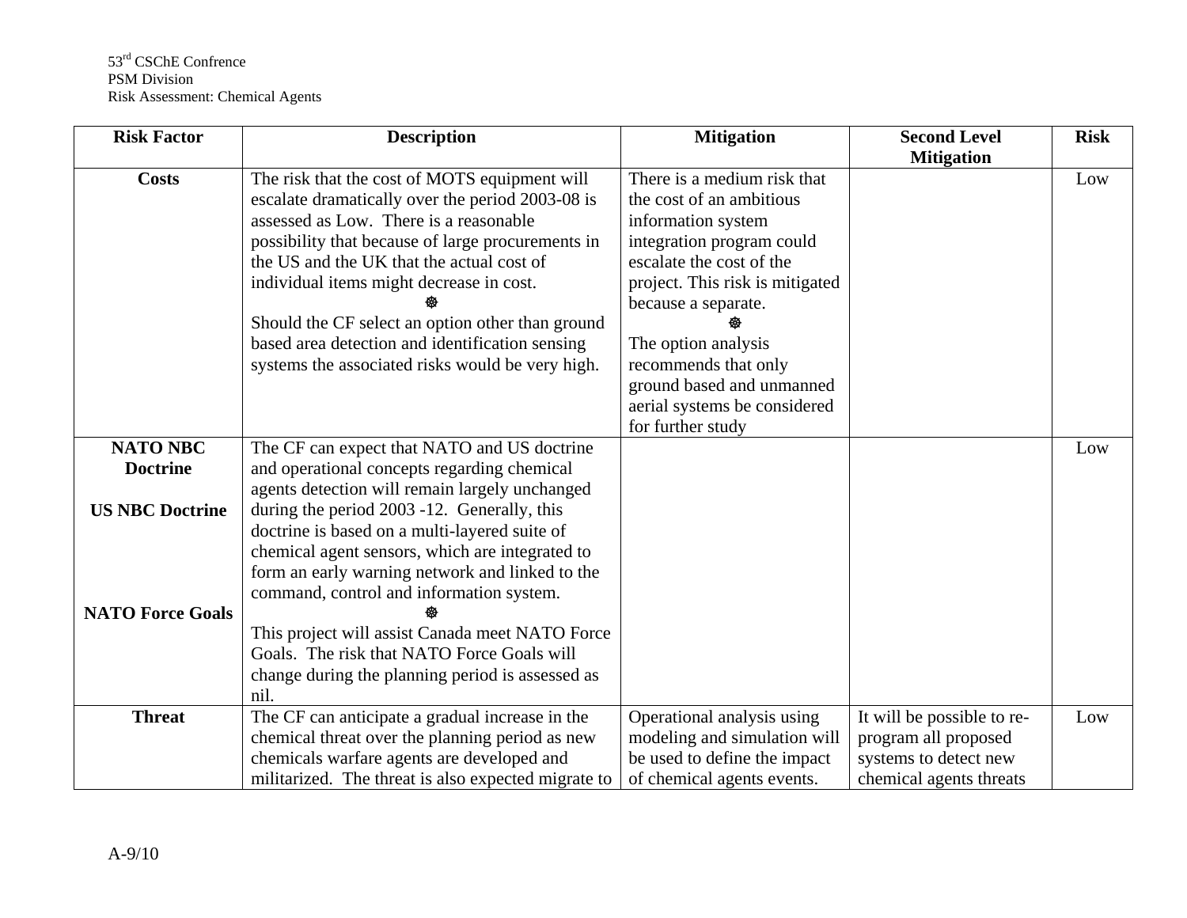| Risk Factor | Description | Mitigation | Second Level Mitigation | Risk |
|---|---|---|---|---|
| **Costs** | The risk that the cost of MOTS equipment will escalate dramatically over the period 2003-08 is assessed as Low. There is a reasonable possibility that because of large procurements in the US and the UK that the actual cost of individual items might decrease in cost. ☸ Should the CF select an option other than ground based area detection and identification sensing systems the associated risks would be very high. | There is a medium risk that the cost of an ambitious information system integration program could escalate the cost of the project. This risk is mitigated because a separate. ☸ The option analysis recommends that only ground based and unmanned aerial systems be considered for further study | | Low |
| **NATO NBC Doctrine** **US NBC Doctrine** **NATO Force Goals** | The CF can expect that NATO and US doctrine and operational concepts regarding chemical agents detection will remain largely unchanged during the period 2003 -12. Generally, this doctrine is based on a multi-layered suite of chemical agent sensors, which are integrated to form an early warning network and linked to the command, control and information system. ☸ This project will assist Canada meet NATO Force Goals. The risk that NATO Force Goals will change during the planning period is assessed as nil. | | | Low |
| **Threat** | The CF can anticipate a gradual increase in the chemical threat over the planning period as new chemicals warfare agents are developed and militarized. The threat is also expected migrate to | Operational analysis using modeling and simulation will be used to define the impact of chemical agents events. | It will be possible to re-program all proposed systems to detect new chemical agents threats | Low |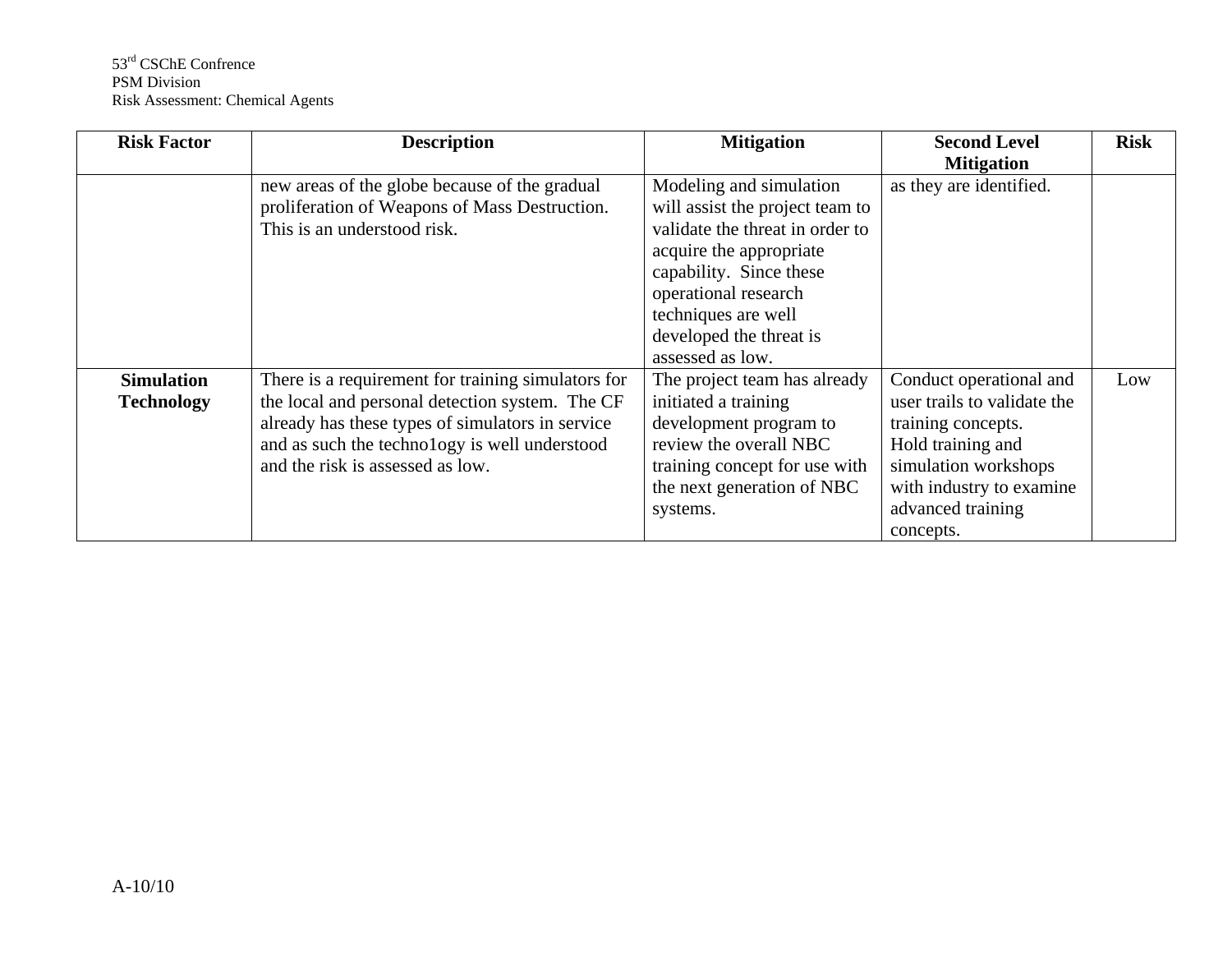| Risk Factor | Description | Mitigation | Second Level Mitigation | Risk |
|---|---|---|---|---|
| | new areas of the globe because of the gradual proliferation of Weapons of Mass Destruction. This is an understood risk. | Modeling and simulation will assist the project team to validate the threat in order to acquire the appropriate capability. Since these operational research techniques are well developed the threat is assessed as low. | as they are identified. | |
| **Simulation Technology** | There is a requirement for training simulators for the local and personal detection system. The CF already has these types of simulators in service and as such the techno1ogy is well understood and the risk is assessed as low. | The project team has already initiated a training development program to review the overall NBC training concept for use with the next generation of NBC systems. | Conduct operational and user trails to validate the training concepts. Hold training and simulation workshops with industry to examine advanced training concepts. | Low |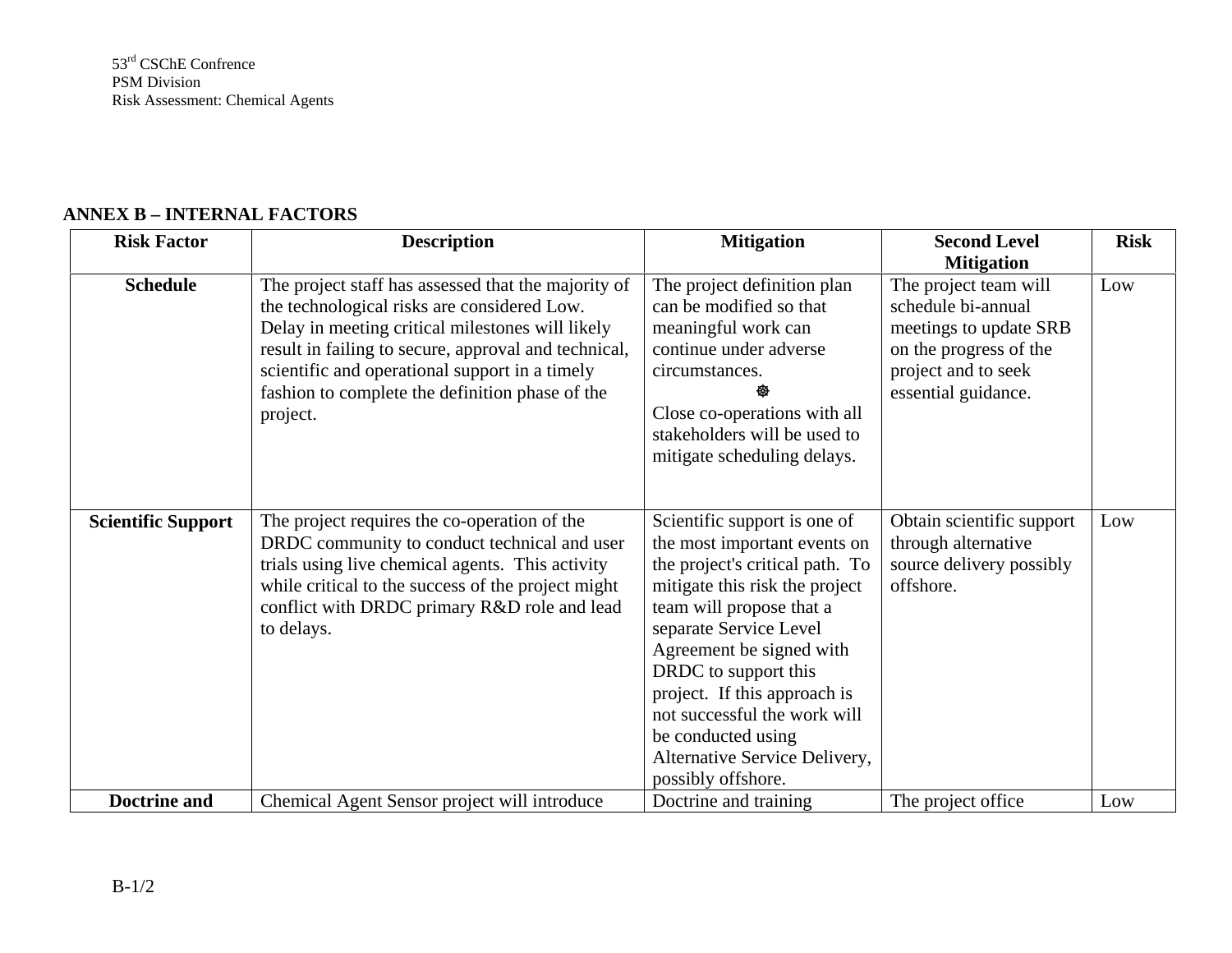## ANNEX B – INTERNAL FACTORS

| Risk Factor | Description | Mitigation | Second Level Mitigation | Risk |
|---|---|---|---|---|
| **Schedule** | The project staff has assessed that the majority of the technological risks are considered Low. Delay in meeting critical milestones will likely result in failing to secure, approval and technical, scientific and operational support in a timely fashion to complete the definition phase of the project. | The project definition plan can be modified so that meaningful work can continue under adverse circumstances. ☸ Close co-operations with all stakeholders will be used to mitigate scheduling delays. | The project team will schedule bi-annual meetings to update SRB on the progress of the project and to seek essential guidance. | Low |
| **Scientific Support** | The project requires the co-operation of the DRDC community to conduct technical and user trials using live chemical agents. This activity while critical to the success of the project might conflict with DRDC primary R&D role and lead to delays. | Scientific support is one of the most important events on the project's critical path. To mitigate this risk the project team will propose that a separate Service Level Agreement be signed with DRDC to support this project. If this approach is not successful the work will be conducted using Alternative Service Delivery, possibly offshore. | Obtain scientific support through alternative source delivery possibly offshore. | Low |
| **Doctrine and** | Chemical Agent Sensor project will introduce | Doctrine and training | The project office | Low |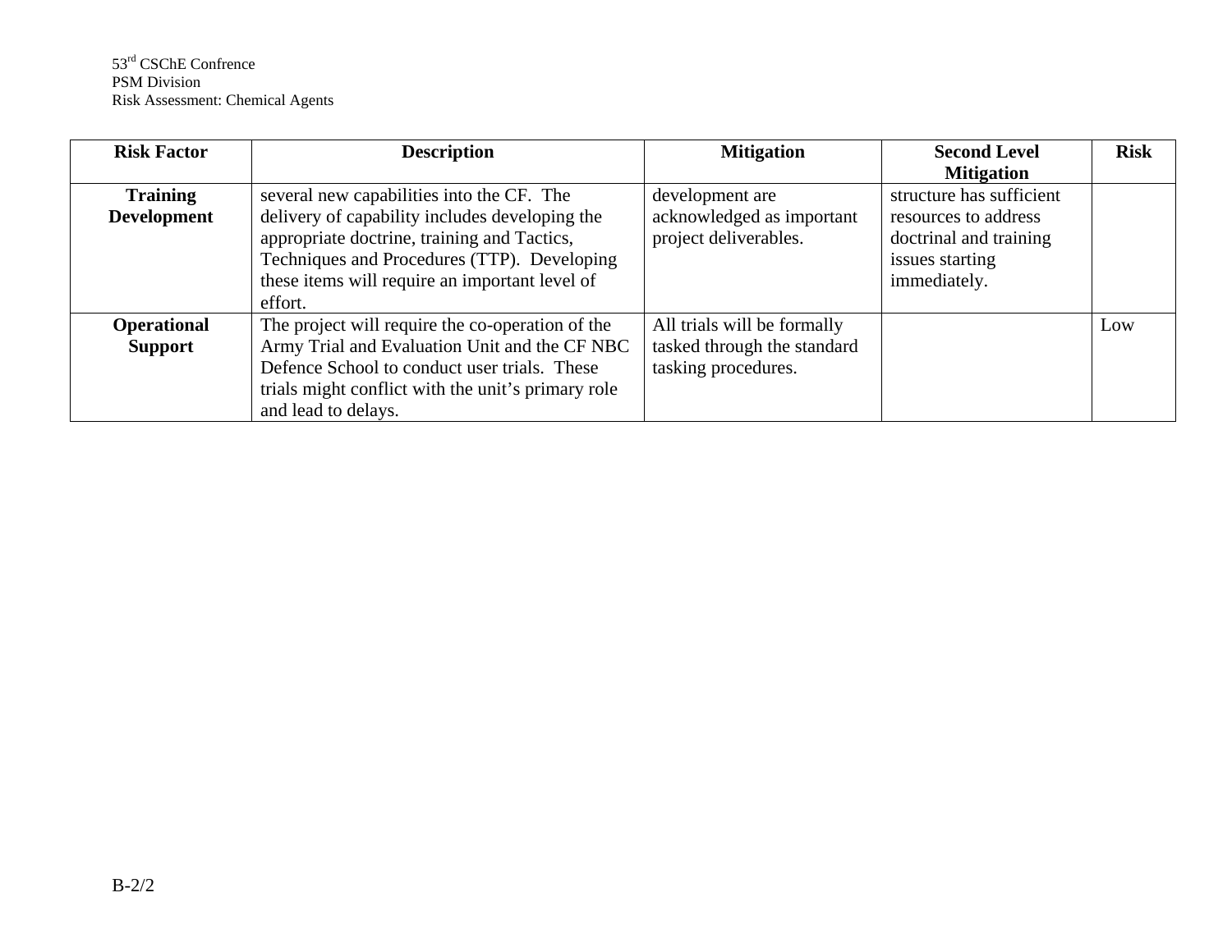| Risk Factor | Description | Mitigation | Second Level Mitigation | Risk |
|---|---|---|---|---|
| **Training Development** | several new capabilities into the CF. The delivery of capability includes developing the appropriate doctrine, training and Tactics, Techniques and Procedures (TTP). Developing these items will require an important level of effort. | development are acknowledged as important project deliverables. | structure has sufficient resources to address doctrinal and training issues starting immediately. | |
| **Operational Support** | The project will require the co-operation of the Army Trial and Evaluation Unit and the CF NBC Defence School to conduct user trials. These trials might conflict with the unit's primary role and lead to delays. | All trials will be formally tasked through the standard tasking procedures. | | Low |